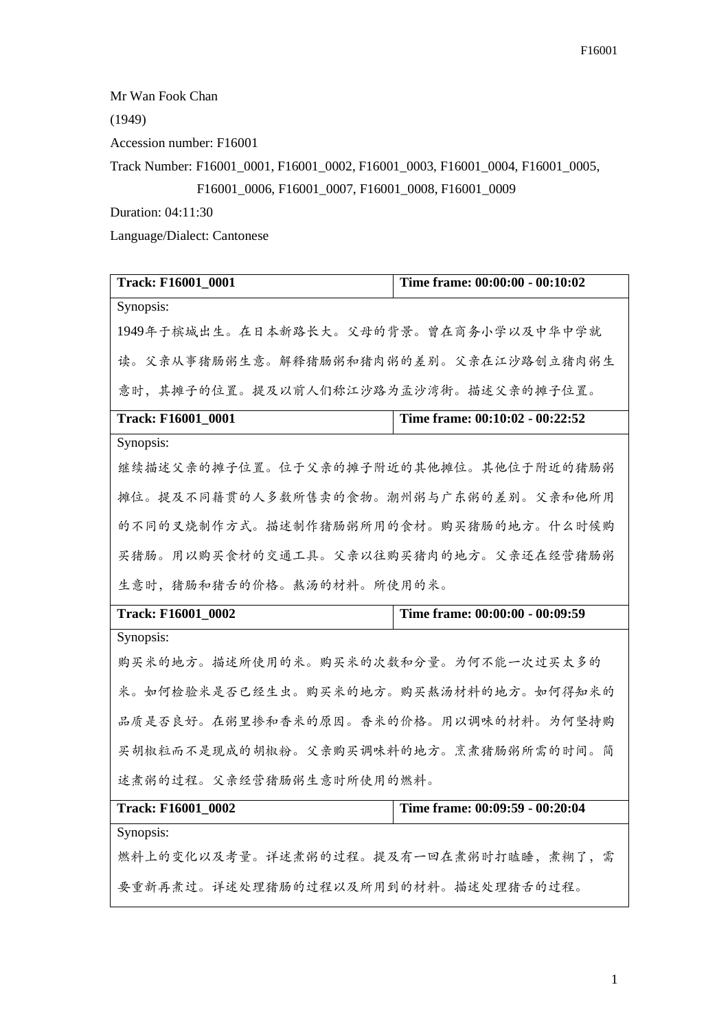Mr Wan Fook Chan

(1949)

Accession number: F16001

Track Number: F16001_0001, F16001_0002, F16001_0003, F16001_0004, F16001_0005, F16001_0006, F16001_0007, F16001_0008, F16001_0009

Duration: 04:11:30

Language/Dialect: Cantonese

| **Track: F16001_0001** | **Time frame: 00:00:00 - 00:10:02** |
|---|---|
| Synopsis:<br>1949年于槟城出生。在日本新路长大。父母的背景。曾在商务小学以及中华中学就读。父亲从事猪肠粥生意。解释猪肠粥和猪肉粥的差别。父亲在江沙路创立猪肉粥生意时，其摊子的位置。提及以前人们称江沙路为孟沙湾街。描述父亲的摊子位置。 | |
| **Track: F16001_0001** | **Time frame: 00:10:02 - 00:22:52** |
| Synopsis:<br>继续描述父亲的摊子位置。位于父亲的摊子附近的其他摊位。其他位于附近的猪肠粥摊位。提及不同籍贯的人多数所售卖的食物。潮州粥与广东粥的差别。父亲和他所用的不同的叉烧制作方式。描述制作猪肠粥所用的食材。购买猪肠的地方。什么时候购买猪肠。用以购买食材的交通工具。父亲以往购买猪肉的地方。父亲还在经营猪肠粥生意时，猪肠和猪舌的价格。熬汤的材料。所使用的米。 | |
| **Track: F16001_0002** | **Time frame: 00:00:00 - 00:09:59** |
| Synopsis:<br>购买米的地方。描述所使用的米。购买米的次数和分量。为何不能一次过买太多的米。如何检验米是否已经生虫。购买米的地方。购买熬汤材料的地方。如何得知米的品质是否良好。在粥里掺和香米的原因。香米的价格。用以调味的材料。为何坚持购买胡椒粒而不是现成的胡椒粉。父亲购买调味料的地方。烹煮猪肠粥所需的时间。简述煮粥的过程。父亲经营猪肠粥生意时所使用的燃料。 | |
| **Track: F16001_0002** | **Time frame: 00:09:59 - 00:20:04** |
| Synopsis:<br>燃料上的变化以及考量。详述煮粥的过程。提及有一回在煮粥时打瞌睡，煮糊了，需要重新再煮过。详述处理猪肠的过程以及所用到的材料。描述处理猪舌的过程。 | |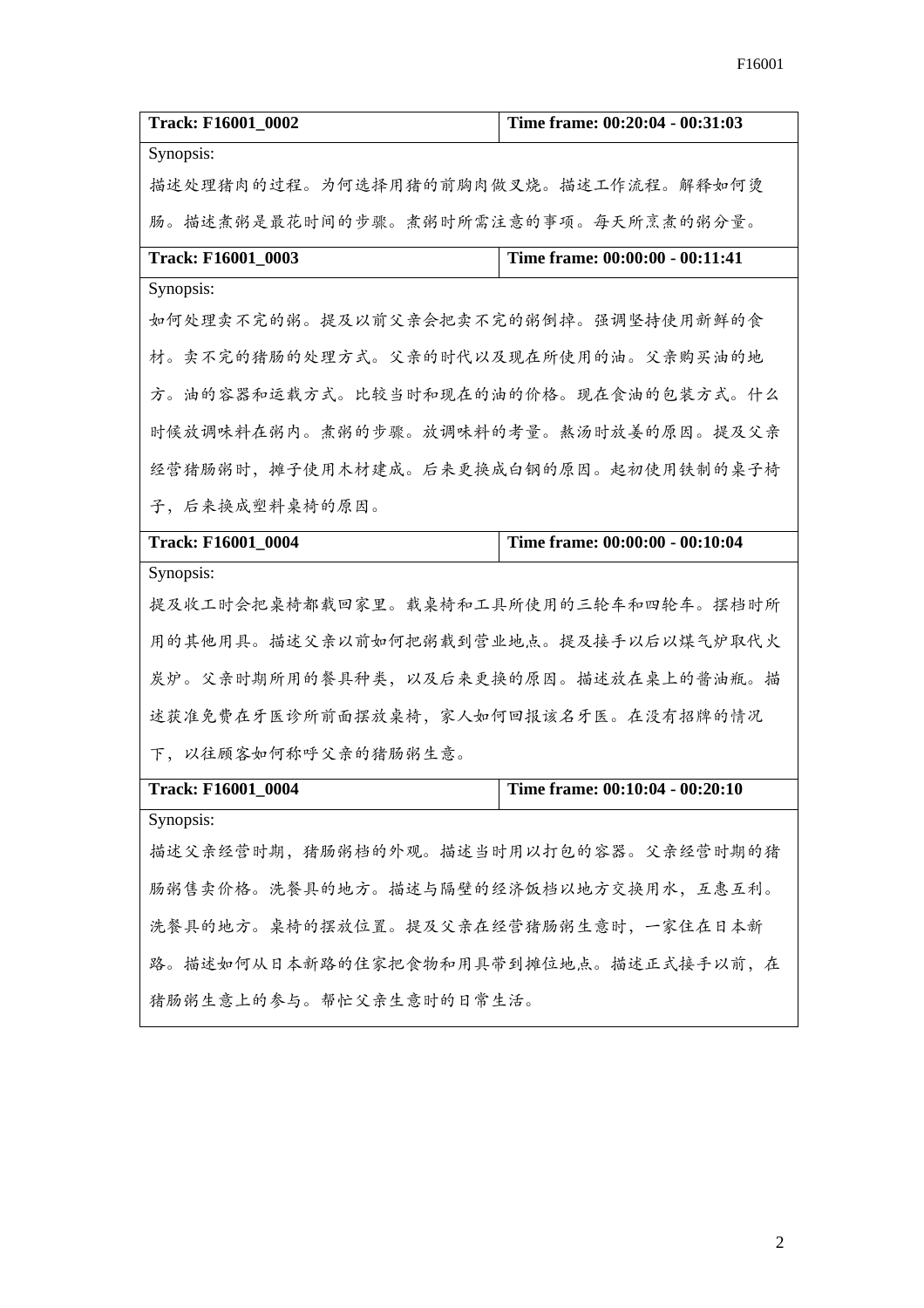| Track: F16001_0002 | Time frame: 00:20:04 - 00:31:03 |
| --- | --- |
| Synopsis:<br>描述处理猪肉的过程。为何选择用猪的前胸肉做叉烧。描述工作流程。解释如何烫肠。描述煮粥是最花时间的步骤。煮粥时所需注意的事项。每天所烹煮的粥分量。 | |
| **Track: F16001_0003** | **Time frame: 00:00:00 - 00:11:41** |
| Synopsis:<br>如何处理卖不完的粥。提及以前父亲会把卖不完的粥倒掉。强调坚持使用新鲜的食材。卖不完的猪肠的处理方式。父亲的时代以及现在所使用的油。父亲购买油的地方。油的容器和运载方式。比较当时和现在的油的价格。现在食油的包装方式。什么时候放调味料在粥内。煮粥的步骤。放调味料的考量。熬汤时放姜的原因。提及父亲经营猪肠粥时，摊子使用木材建成。后来更换成白钢的原因。起初使用铁制的桌子椅子，后来换成塑料桌椅的原因。 | |
| **Track: F16001_0004** | **Time frame: 00:00:00 - 00:10:04** |
| Synopsis:<br>提及收工时会把桌椅都载回家里。载桌椅和工具所使用的三轮车和四轮车。摆档时所用的其他用具。描述父亲以前如何把粥载到营业地点。提及接手以后以煤气炉取代火炭炉。父亲时期所用的餐具种类，以及后来更换的原因。描述放在桌上的酱油瓶。描述获准免费在牙医诊所前面摆放桌椅，家人如何回报该名牙医。在没有招牌的情况下，以往顾客如何称呼父亲的猪肠粥生意。 | |
| **Track: F16001_0004** | **Time frame: 00:10:04 - 00:20:10** |
| Synopsis:<br>描述父亲经营时期，猪肠粥档的外观。描述当时用以打包的容器。父亲经营时期的猪肠粥售卖价格。洗餐具的地方。描述与隔壁的经济饭档以地方交换用水，互惠互利。洗餐具的地方。桌椅的摆放位置。提及父亲在经营猪肠粥生意时，一家住在日本新路。描述如何从日本新路的住家把食物和用具带到摊位地点。描述正式接手以前，在猪肠粥生意上的参与。帮忙父亲生意时的日常生活。 | |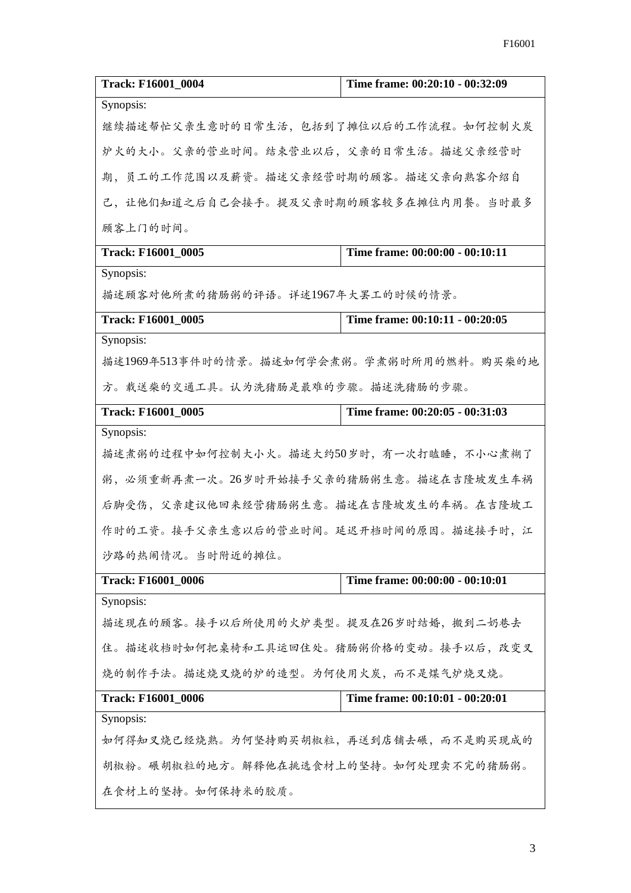| Track: F16001_0004 | Time frame: 00:20:10 - 00:32:09 |
| --- | --- |
| Synopsis:<br>继续描述帮忙父亲生意时的日常生活，包括到了摊位以后的工作流程。如何控制火炭炉火的大小。父亲的营业时间。结束营业以后，父亲的日常生活。描述父亲经营时期，员工的工作范围以及薪资。描述父亲经营时期的顾客。描述父亲向熟客介绍自己，让他们知道之后自己会接手。提及父亲时期的顾客较多在摊位内用餐。当时最多顾客上门的时间。 | |
| Track: F16001_0005 | Time frame: 00:00:00 - 00:10:11 |
| Synopsis:<br>描述顾客对他所煮的猪肠粥的评语。详述1967年大罢工的时候的情景。 | |
| Track: F16001_0005 | Time frame: 00:10:11 - 00:20:05 |
| Synopsis:<br>描述1969年513事件时的情景。描述如何学会煮粥。学煮粥时所用的燃料。购买柴的地方。载送柴的交通工具。认为洗猪肠是最难的步骤。描述洗猪肠的步骤。 | |
| Track: F16001_0005 | Time frame: 00:20:05 - 00:31:03 |
| Synopsis:<br>描述煮粥的过程中如何控制大小火。描述大约50岁时，有一次打瞌睡，不小心煮糊了粥，必须重新再煮一次。26岁时开始接手父亲的猪肠粥生意。描述在吉隆坡发生车祸后脚受伤，父亲建议他回来经营猪肠粥生意。描述在吉隆坡发生的车祸。在吉隆坡工作时的工资。接手父亲生意以后的营业时间。延迟开档时间的原因。描述接手时，江沙路的热闹情况。当时附近的摊位。 | |
| Track: F16001_0006 | Time frame: 00:00:00 - 00:10:01 |
| Synopsis:<br>描述现在的顾客。接手以后所使用的火炉类型。提及在26岁时结婚，搬到二奶巷去住。描述收档时如何把桌椅和工具运回住处。猪肠粥价格的变动。接手以后，改变叉烧的制作手法。描述烧叉烧的炉的造型。为何使用火炭，而不是煤气炉烧叉烧。 | |
| Track: F16001_0006 | Time frame: 00:10:01 - 00:20:01 |
| Synopsis:<br>如何得知叉烧已经烧熟。为何坚持购买胡椒粒，再送到店铺去碾，而不是购买现成的胡椒粉。碾胡椒粒的地方。解释他在挑选食材上的坚持。如何处理卖不完的猪肠粥。在食材上的坚持。如何保持米的胶质。 | |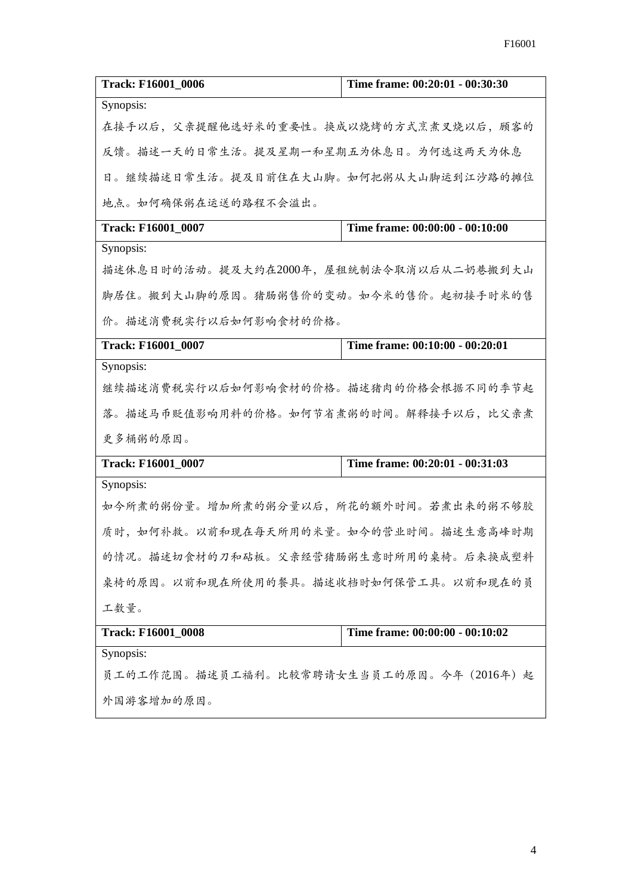| **Track: F16001_0006** | **Time frame: 00:20:01 - 00:30:30** |
| --- | --- |
| Synopsis:<br>在接手以后，父亲提醒他选好米的重要性。换成以烧烤的方式烹煮叉烧以后，顾客的反馈。描述一天的日常生活。提及星期一和星期五为休息日。为何选这两天为休息日。继续描述日常生活。提及目前住在大山脚。如何把粥从大山脚运到江沙路的摊位地点。如何确保粥在运送的路程不会溢出。 | |
| **Track: F16001_0007** | **Time frame: 00:00:00 - 00:10:00** |
| Synopsis:<br>描述休息日时的活动。提及大约在2000年，屋租统制法令取消以后从二奶巷搬到大山脚居住。搬到大山脚的原因。猪肠粥售价的变动。如今米的售价。起初接手时米的售价。描述消费税实行以后如何影响食材的价格。 | |
| **Track: F16001_0007** | **Time frame: 00:10:00 - 00:20:01** |
| Synopsis:<br>继续描述消费税实行以后如何影响食材的价格。描述猪肉的价格会根据不同的季节起落。描述马币贬值影响用料的价格。如何节省煮粥的时间。解释接手以后，比父亲煮更多桶粥的原因。 | |
| **Track: F16001_0007** | **Time frame: 00:20:01 - 00:31:03** |
| Synopsis:<br>如今所煮的粥份量。增加所煮的粥分量以后，所花的额外时间。若煮出来的粥不够胶质时，如何补救。以前和现在每天所用的米量。如今的营业时间。描述生意高峰时期的情况。描述切食材的刀和砧板。父亲经营猪肠粥生意时所用的桌椅。后来换成塑料桌椅的原因。以前和现在所使用的餐具。描述收档时如何保管工具。以前和现在的员工数量。 | |
| **Track: F16001_0008** | **Time frame: 00:00:00 - 00:10:02** |
| Synopsis:<br>员工的工作范围。描述员工福利。比较常聘请女生当员工的原因。今年（2016年）起外国游客增加的原因。 | |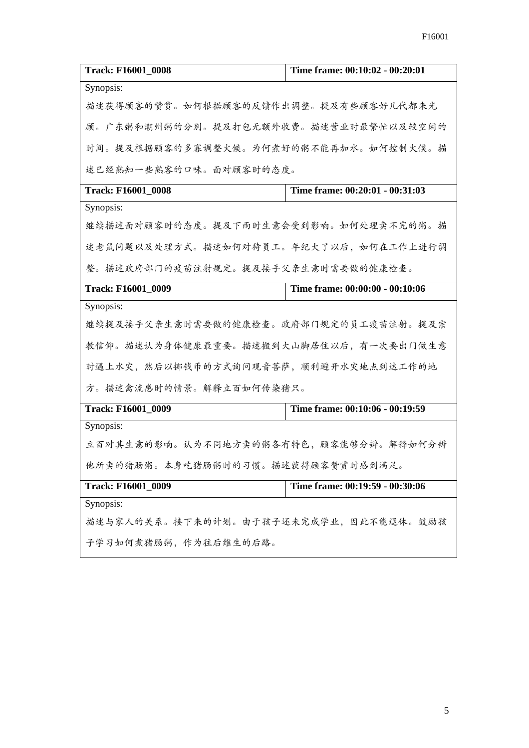| Track: F16001_0008 | Time frame: 00:10:02 - 00:20:01 |
|---|---|
| Synopsis:<br>描述获得顾客的赞赏。如何根据顾客的反馈作出调整。提及有些顾客好几代都来光顾。广东粥和潮州粥的分别。提及打包无额外收费。描述营业时最繁忙以及较空闲的时间。提及根据顾客的多寡调整火候。为何煮好的粥不能再加水。如何控制火候。描述已经熟知一些熟客的口味。面对顾客时的态度。 | |
| **Track: F16001_0008** | **Time frame: 00:20:01 - 00:31:03** |
| Synopsis:<br>继续描述面对顾客时的态度。提及下雨时生意会受到影响。如何处理卖不完的粥。描述老鼠问题以及处理方式。描述如何对待员工。年纪大了以后，如何在工作上进行调整。描述政府部门的疫苗注射规定。提及接手父亲生意时需要做的健康检查。 | |
| **Track: F16001_0009** | **Time frame: 00:00:00 - 00:10:06** |
| Synopsis:<br>继续提及接手父亲生意时需要做的健康检查。政府部门规定的员工疫苗注射。提及宗教信仰。描述认为身体健康最重要。描述搬到大山脚居住以后，有一次要出门做生意时遇上水灾，然后以掷钱币的方式询问观音菩萨，顺利避开水灾地点到达工作的地方。描述禽流感时的情景。解释立百如何传染猪只。 | |
| **Track: F16001_0009** | **Time frame: 00:10:06 - 00:19:59** |
| Synopsis:<br>立百对其生意的影响。认为不同地方卖的粥各有特色，顾客能够分辨。解释如何分辨他所卖的猪肠粥。本身吃猪肠粥时的习惯。描述获得顾客赞赏时感到满足。 | |
| **Track: F16001_0009** | **Time frame: 00:19:59 - 00:30:06** |
| Synopsis:<br>描述与家人的关系。接下来的计划。由于孩子还未完成学业，因此不能退休。鼓励孩子学习如何煮猪肠粥，作为往后维生的后路。 | |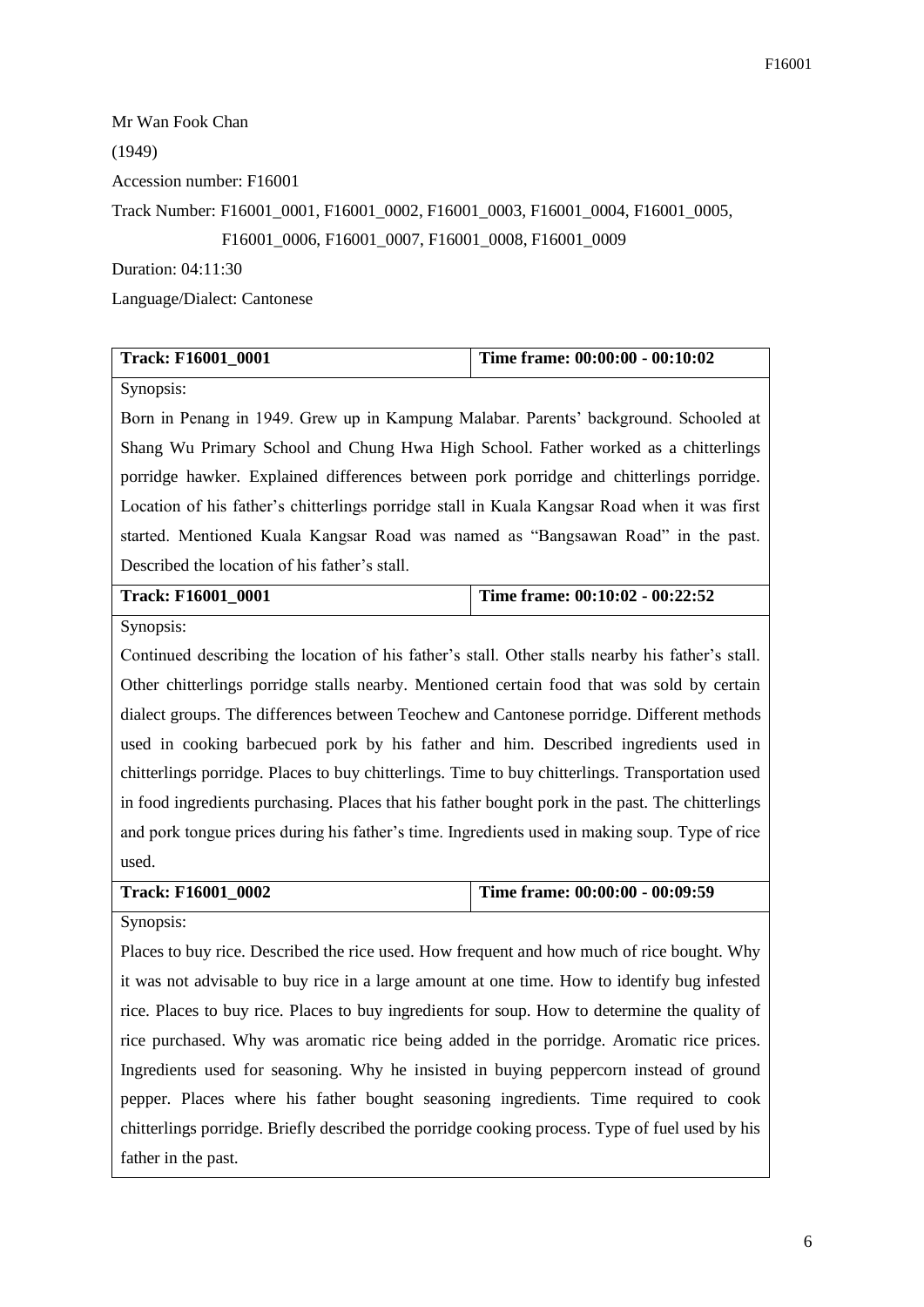Mr Wan Fook Chan

(1949)

Accession number: F16001

Track Number: F16001_0001, F16001_0002, F16001_0003, F16001_0004, F16001_0005, F16001_0006, F16001_0007, F16001_0008, F16001_0009

Duration: 04:11:30

Language/Dialect: Cantonese

| **Track: F16001_0001** | **Time frame: 00:00:00 - 00:10:02** |
|---|---|
| Synopsis: Born in Penang in 1949. Grew up in Kampung Malabar. Parents' background. Schooled at Shang Wu Primary School and Chung Hwa High School. Father worked as a chitterlings porridge hawker. Explained differences between pork porridge and chitterlings porridge. Location of his father's chitterlings porridge stall in Kuala Kangsar Road when it was first started. Mentioned Kuala Kangsar Road was named as "Bangsawan Road" in the past. Described the location of his father's stall. | |
| **Track: F16001_0001** | **Time frame: 00:10:02 - 00:22:52** |
| Synopsis: Continued describing the location of his father's stall. Other stalls nearby his father's stall. Other chitterlings porridge stalls nearby. Mentioned certain food that was sold by certain dialect groups. The differences between Teochew and Cantonese porridge. Different methods used in cooking barbecued pork by his father and him. Described ingredients used in chitterlings porridge. Places to buy chitterlings. Time to buy chitterlings. Transportation used in food ingredients purchasing. Places that his father bought pork in the past. The chitterlings and pork tongue prices during his father's time. Ingredients used in making soup. Type of rice used. | |
| **Track: F16001_0002** | **Time frame: 00:00:00 - 00:09:59** |
| Synopsis: Places to buy rice. Described the rice used. How frequent and how much of rice bought. Why it was not advisable to buy rice in a large amount at one time. How to identify bug infested rice. Places to buy rice. Places to buy ingredients for soup. How to determine the quality of rice purchased. Why was aromatic rice being added in the porridge. Aromatic rice prices. Ingredients used for seasoning. Why he insisted in buying peppercorn instead of ground pepper. Places where his father bought seasoning ingredients. Time required to cook chitterlings porridge. Briefly described the porridge cooking process. Type of fuel used by his father in the past. | |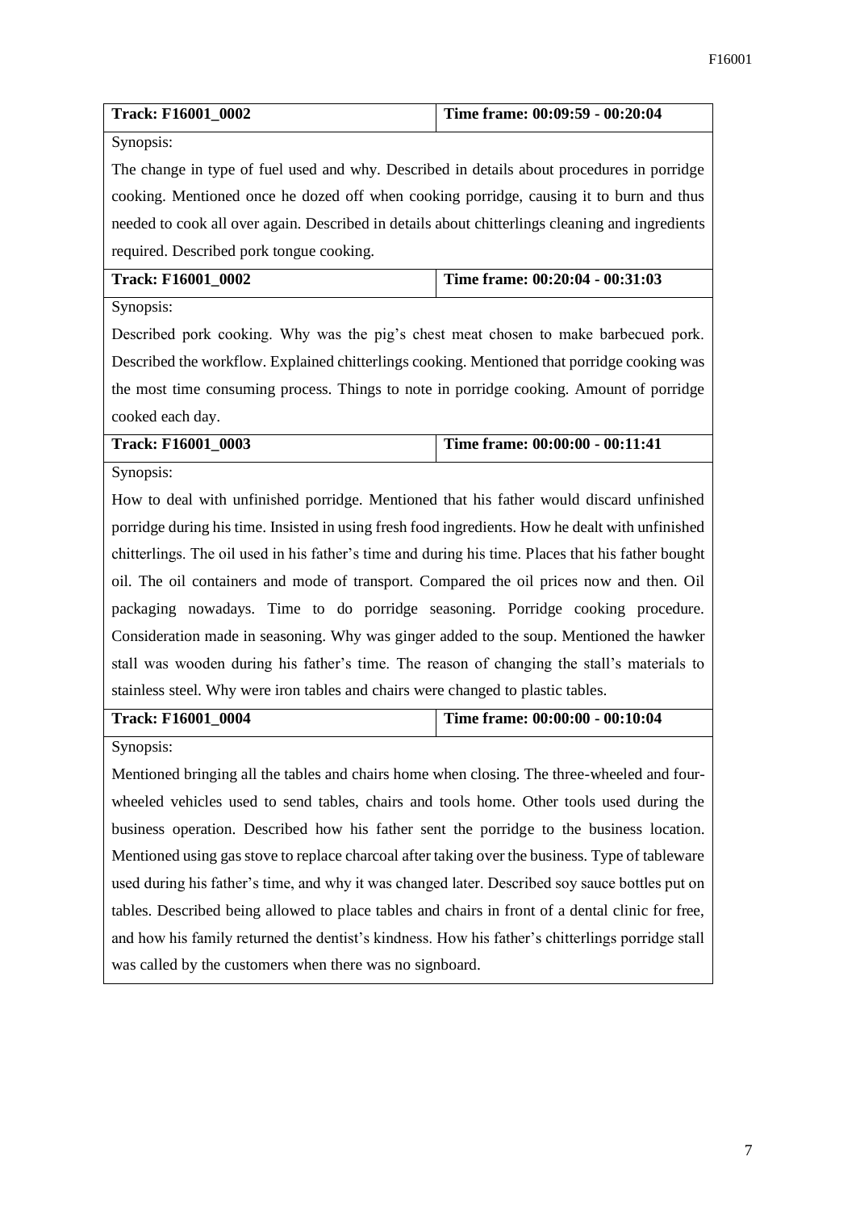| **Track: F16001_0002** | **Time frame: 00:09:59 - 00:20:04** |
|---|---|
| Synopsis: | |
| The change in type of fuel used and why. Described in details about procedures in porridge cooking. Mentioned once he dozed off when cooking porridge, causing it to burn and thus needed to cook all over again. Described in details about chitterlings cleaning and ingredients required. Described pork tongue cooking. | |
| **Track: F16001_0002** | **Time frame: 00:20:04 - 00:31:03** |
| Synopsis: | |
| Described pork cooking. Why was the pig's chest meat chosen to make barbecued pork. Described the workflow. Explained chitterlings cooking. Mentioned that porridge cooking was the most time consuming process. Things to note in porridge cooking. Amount of porridge cooked each day. | |
| **Track: F16001_0003** | **Time frame: 00:00:00 - 00:11:41** |
| Synopsis: | |
| How to deal with unfinished porridge. Mentioned that his father would discard unfinished porridge during his time. Insisted in using fresh food ingredients. How he dealt with unfinished chitterlings. The oil used in his father's time and during his time. Places that his father bought oil. The oil containers and mode of transport. Compared the oil prices now and then. Oil packaging nowadays. Time to do porridge seasoning. Porridge cooking procedure. Consideration made in seasoning. Why was ginger added to the soup. Mentioned the hawker stall was wooden during his father's time. The reason of changing the stall's materials to stainless steel. Why were iron tables and chairs were changed to plastic tables. | |
| **Track: F16001_0004** | **Time frame: 00:00:00 - 00:10:04** |
| Synopsis: | |
| Mentioned bringing all the tables and chairs home when closing. The three-wheeled and four-wheeled vehicles used to send tables, chairs and tools home. Other tools used during the business operation. Described how his father sent the porridge to the business location. Mentioned using gas stove to replace charcoal after taking over the business. Type of tableware used during his father's time, and why it was changed later. Described soy sauce bottles put on tables. Described being allowed to place tables and chairs in front of a dental clinic for free, and how his family returned the dentist's kindness. How his father's chitterlings porridge stall was called by the customers when there was no signboard. | |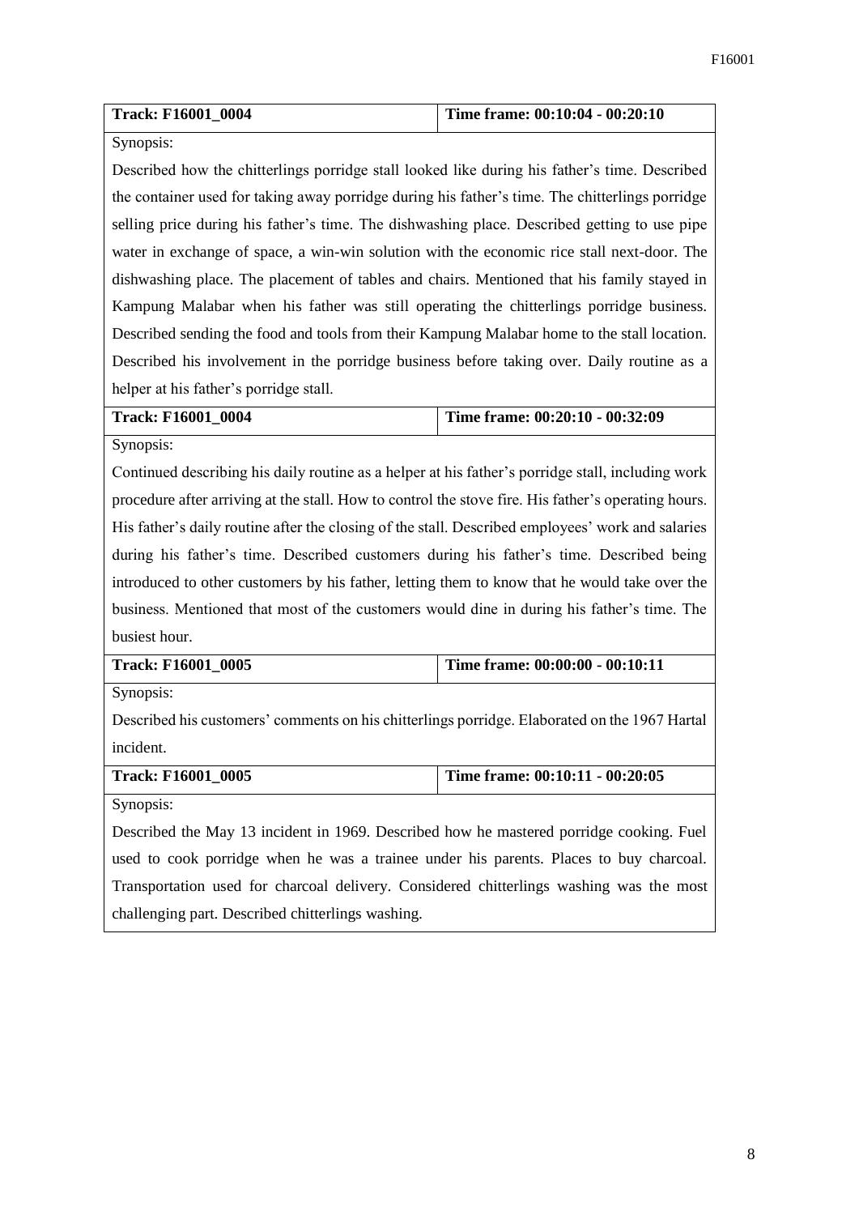| Track: F16001_0004 | Time frame: 00:10:04 - 00:20:10 |
| --- | --- |
| Synopsis: Described how the chitterlings porridge stall looked like during his father's time. Described the container used for taking away porridge during his father's time. The chitterlings porridge selling price during his father's time. The dishwashing place. Described getting to use pipe water in exchange of space, a win-win solution with the economic rice stall next-door. The dishwashing place. The placement of tables and chairs. Mentioned that his family stayed in Kampung Malabar when his father was still operating the chitterlings porridge business. Described sending the food and tools from their Kampung Malabar home to the stall location. Described his involvement in the porridge business before taking over. Daily routine as a helper at his father's porridge stall. | |

| Track: F16001_0004 | Time frame: 00:20:10 - 00:32:09 |
| --- | --- |
| Synopsis: Continued describing his daily routine as a helper at his father's porridge stall, including work procedure after arriving at the stall. How to control the stove fire. His father's operating hours. His father's daily routine after the closing of the stall. Described employees' work and salaries during his father's time. Described customers during his father's time. Described being introduced to other customers by his father, letting them to know that he would take over the business. Mentioned that most of the customers would dine in during his father's time. The busiest hour. | |

| Track: F16001_0005 | Time frame: 00:00:00 - 00:10:11 |
| --- | --- |
| Synopsis: Described his customers' comments on his chitterlings porridge. Elaborated on the 1967 Hartal incident. | |

| Track: F16001_0005 | Time frame: 00:10:11 - 00:20:05 |
| --- | --- |
| Synopsis: Described the May 13 incident in 1969. Described how he mastered porridge cooking. Fuel used to cook porridge when he was a trainee under his parents. Places to buy charcoal. Transportation used for charcoal delivery. Considered chitterlings washing was the most challenging part. Described chitterlings washing. | |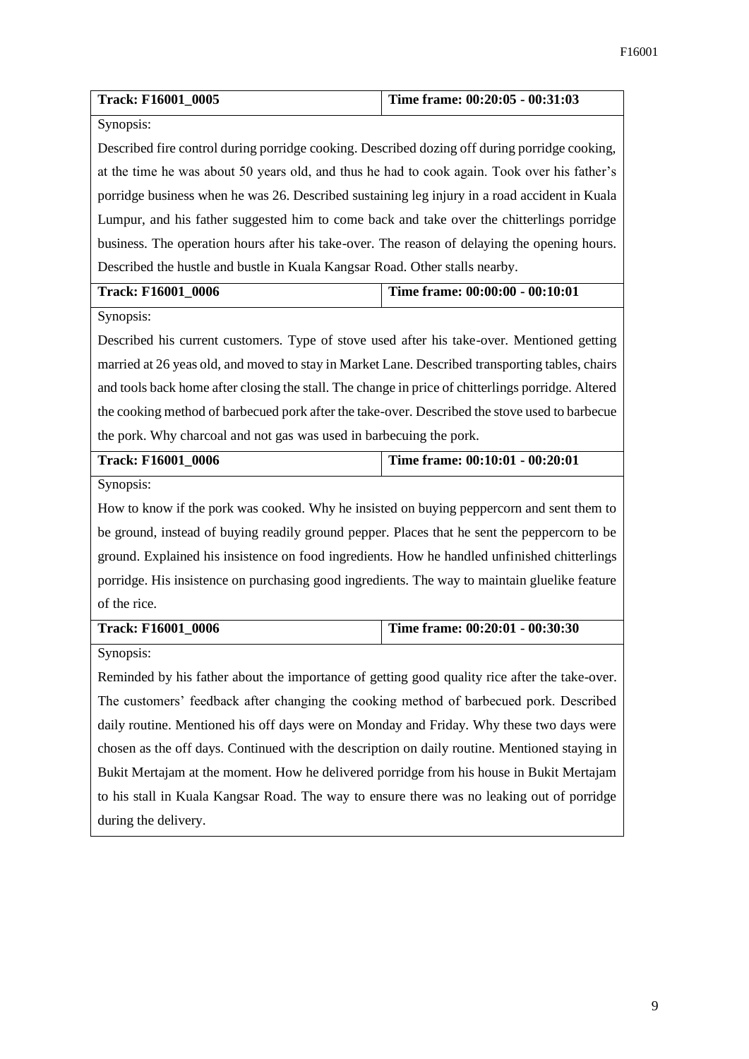| **Track: F16001_0005** | **Time frame: 00:20:05 - 00:31:03** |
|---|---|
| Synopsis: | |
| Described fire control during porridge cooking. Described dozing off during porridge cooking, at the time he was about 50 years old, and thus he had to cook again. Took over his father's porridge business when he was 26. Described sustaining leg injury in a road accident in Kuala Lumpur, and his father suggested him to come back and take over the chitterlings porridge business. The operation hours after his take-over. The reason of delaying the opening hours. Described the hustle and bustle in Kuala Kangsar Road. Other stalls nearby. | |

| **Track: F16001_0006** | **Time frame: 00:00:00 - 00:10:01** |
|---|---|
| Synopsis: | |
| Described his current customers. Type of stove used after his take-over. Mentioned getting married at 26 yeas old, and moved to stay in Market Lane. Described transporting tables, chairs and tools back home after closing the stall. The change in price of chitterlings porridge. Altered the cooking method of barbecued pork after the take-over. Described the stove used to barbecue the pork. Why charcoal and not gas was used in barbecuing the pork. | |

| **Track: F16001_0006** | **Time frame: 00:10:01 - 00:20:01** |
|---|---|
| Synopsis: | |
| How to know if the pork was cooked. Why he insisted on buying peppercorn and sent them to be ground, instead of buying readily ground pepper. Places that he sent the peppercorn to be ground. Explained his insistence on food ingredients. How he handled unfinished chitterlings porridge. His insistence on purchasing good ingredients. The way to maintain gluelike feature of the rice. | |

| **Track: F16001_0006** | **Time frame: 00:20:01 - 00:30:30** |
|---|---|
| Synopsis: | |
| Reminded by his father about the importance of getting good quality rice after the take-over. The customers' feedback after changing the cooking method of barbecued pork. Described daily routine. Mentioned his off days were on Monday and Friday. Why these two days were chosen as the off days. Continued with the description on daily routine. Mentioned staying in Bukit Mertajam at the moment. How he delivered porridge from his house in Bukit Mertajam to his stall in Kuala Kangsar Road. The way to ensure there was no leaking out of porridge during the delivery. | |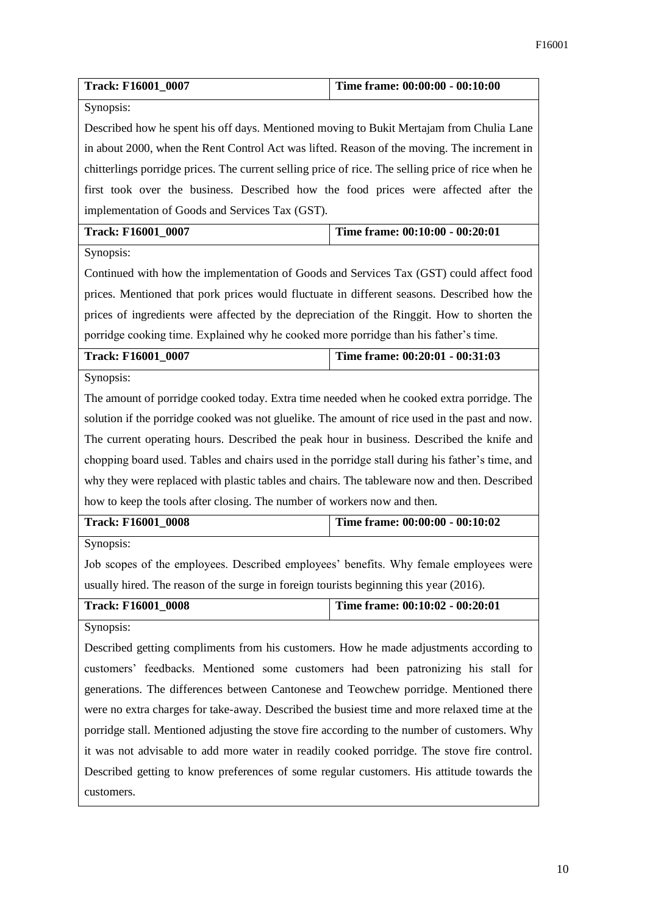| **Track: F16001_0007** | **Time frame: 00:00:00 - 00:10:00** |
|---|---|
| Synopsis: | |
| Described how he spent his off days. Mentioned moving to Bukit Mertajam from Chulia Lane in about 2000, when the Rent Control Act was lifted. Reason of the moving. The increment in chitterlings porridge prices. The current selling price of rice. The selling price of rice when he first took over the business. Described how the food prices were affected after the implementation of Goods and Services Tax (GST). | |
| **Track: F16001_0007** | **Time frame: 00:10:00 - 00:20:01** |
| Synopsis: | |
| Continued with how the implementation of Goods and Services Tax (GST) could affect food prices. Mentioned that pork prices would fluctuate in different seasons. Described how the prices of ingredients were affected by the depreciation of the Ringgit. How to shorten the porridge cooking time. Explained why he cooked more porridge than his father's time. | |
| **Track: F16001_0007** | **Time frame: 00:20:01 - 00:31:03** |
| Synopsis: | |
| The amount of porridge cooked today. Extra time needed when he cooked extra porridge. The solution if the porridge cooked was not gluelike. The amount of rice used in the past and now. The current operating hours. Described the peak hour in business. Described the knife and chopping board used. Tables and chairs used in the porridge stall during his father's time, and why they were replaced with plastic tables and chairs. The tableware now and then. Described how to keep the tools after closing. The number of workers now and then. | |
| **Track: F16001_0008** | **Time frame: 00:00:00 - 00:10:02** |
| Synopsis: | |
| Job scopes of the employees. Described employees' benefits. Why female employees were usually hired. The reason of the surge in foreign tourists beginning this year (2016). | |
| **Track: F16001_0008** | **Time frame: 00:10:02 - 00:20:01** |
| Synopsis: | |
| Described getting compliments from his customers. How he made adjustments according to customers' feedbacks. Mentioned some customers had been patronizing his stall for generations. The differences between Cantonese and Teowchew porridge. Mentioned there were no extra charges for take-away. Described the busiest time and more relaxed time at the porridge stall. Mentioned adjusting the stove fire according to the number of customers. Why it was not advisable to add more water in readily cooked porridge. The stove fire control. Described getting to know preferences of some regular customers. His attitude towards the customers. | |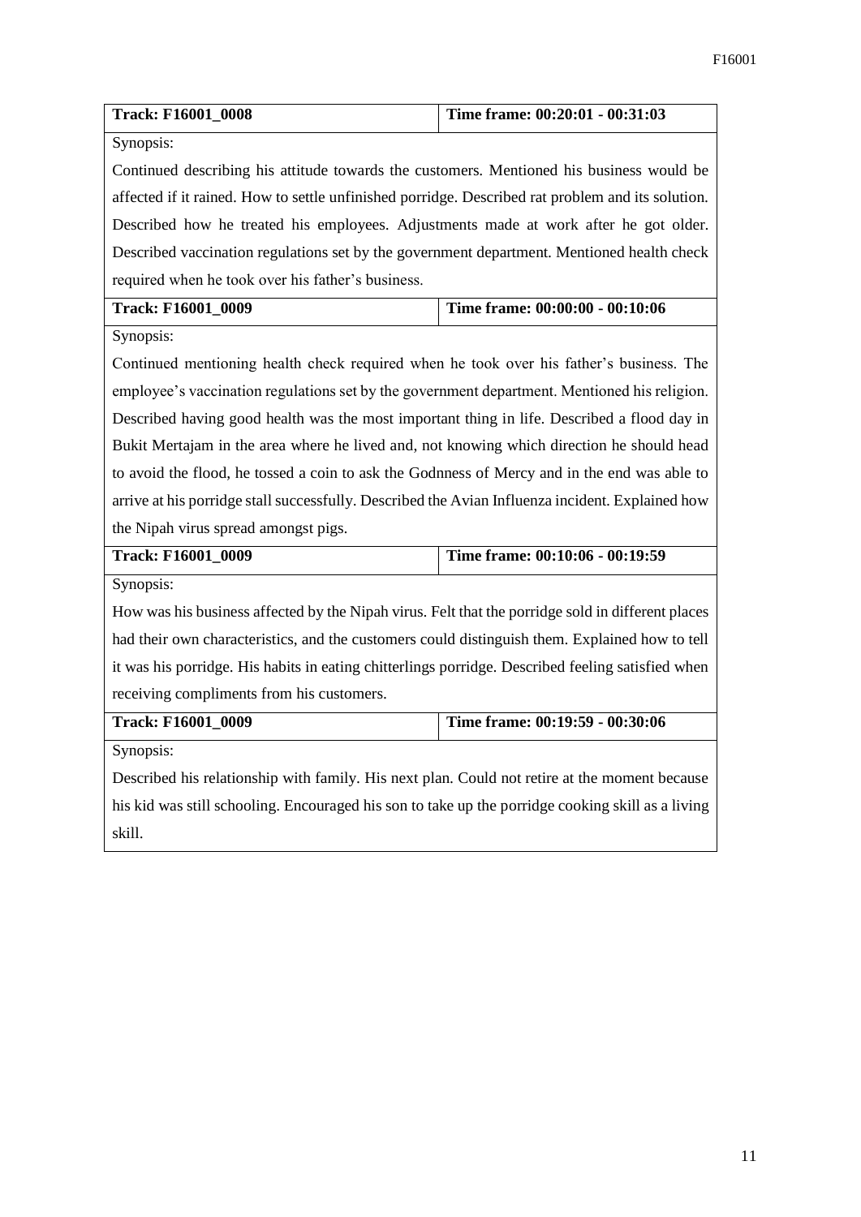| **Track: F16001_0008** | **Time frame: 00:20:01 - 00:31:03** |
|---|---|
| Synopsis: | |
| Continued describing his attitude towards the customers. Mentioned his business would be affected if it rained. How to settle unfinished porridge. Described rat problem and its solution. Described how he treated his employees. Adjustments made at work after he got older. Described vaccination regulations set by the government department. Mentioned health check required when he took over his father's business. | |
| **Track: F16001_0009** | **Time frame: 00:00:00 - 00:10:06** |
| Synopsis: | |
| Continued mentioning health check required when he took over his father's business. The employee's vaccination regulations set by the government department. Mentioned his religion. Described having good health was the most important thing in life. Described a flood day in Bukit Mertajam in the area where he lived and, not knowing which direction he should head to avoid the flood, he tossed a coin to ask the Godnness of Mercy and in the end was able to arrive at his porridge stall successfully. Described the Avian Influenza incident. Explained how the Nipah virus spread amongst pigs. | |
| **Track: F16001_0009** | **Time frame: 00:10:06 - 00:19:59** |
| Synopsis: | |
| How was his business affected by the Nipah virus. Felt that the porridge sold in different places had their own characteristics, and the customers could distinguish them. Explained how to tell it was his porridge. His habits in eating chitterlings porridge. Described feeling satisfied when receiving compliments from his customers. | |
| **Track: F16001_0009** | **Time frame: 00:19:59 - 00:30:06** |
| Synopsis: | |
| Described his relationship with family. His next plan. Could not retire at the moment because his kid was still schooling. Encouraged his son to take up the porridge cooking skill as a living skill. | |